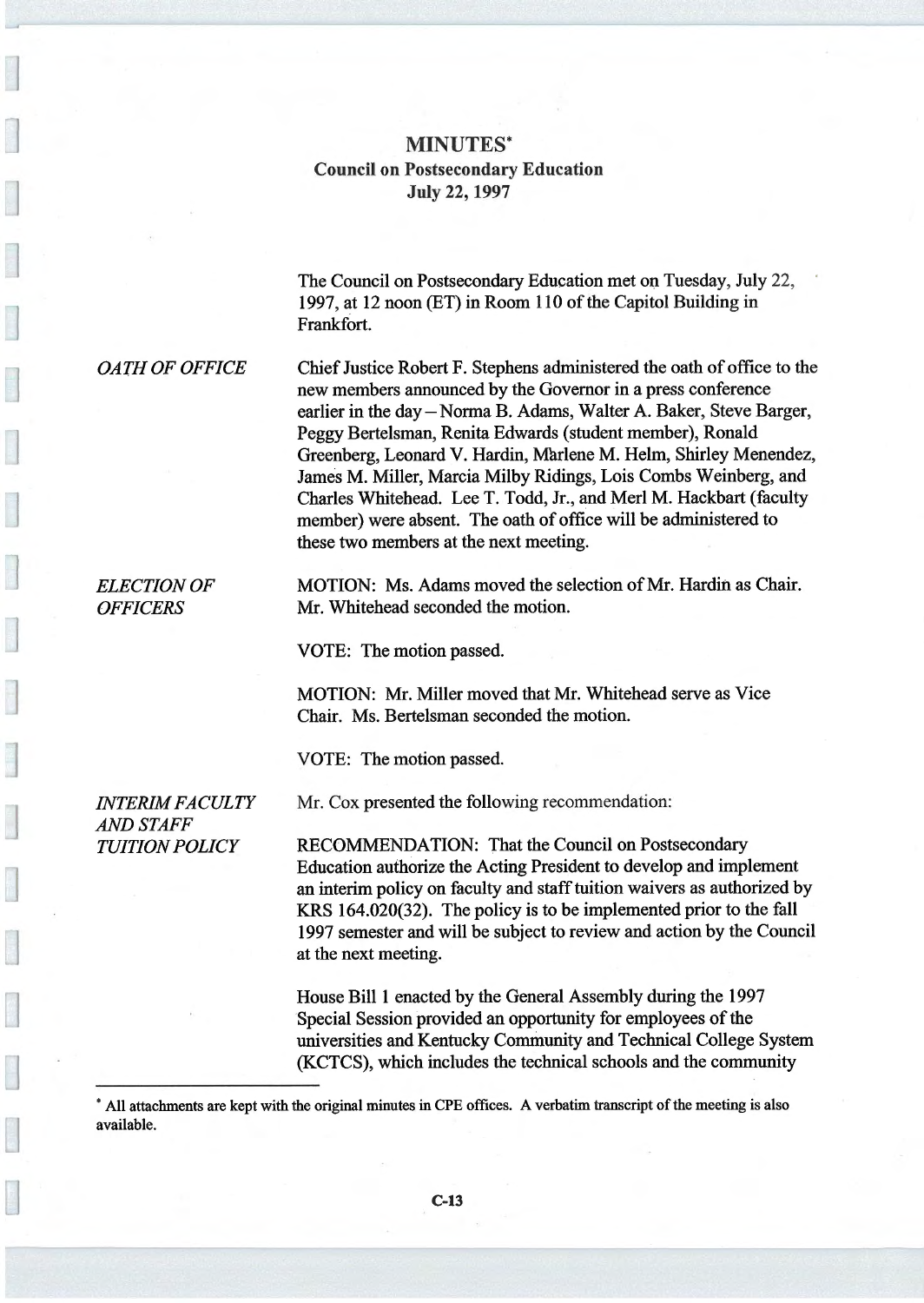# MINUTES*

## Council on Postsecondary Education
## July 22, 1997

The Council on Postsecondary Education met on Tuesday, July 22, 1997, at 12 noon (ET) in Room 110 of the Capitol Building in Frankfort.

*OATH OF OFFICE*

Chief Justice Robert F. Stephens administered the oath of office to the new members announced by the Governor in a press conference earlier in the day – Norma B. Adams, Walter A. Baker, Steve Barger, Peggy Bertelsman, Renita Edwards (student member), Ronald Greenberg, Leonard V. Hardin, Marlene M. Helm, Shirley Menendez, James M. Miller, Marcia Milby Ridings, Lois Combs Weinberg, and Charles Whitehead. Lee T. Todd, Jr., and Merl M. Hackbart (faculty member) were absent. The oath of office will be administered to these two members at the next meeting.

*ELECTION OF OFFICERS*

MOTION: Ms. Adams moved the selection of Mr. Hardin as Chair. Mr. Whitehead seconded the motion.

VOTE: The motion passed.

MOTION: Mr. Miller moved that Mr. Whitehead serve as Vice Chair. Ms. Bertelsman seconded the motion.

VOTE: The motion passed.

*INTERIM FACULTY AND STAFF TUITION POLICY*

Mr. Cox presented the following recommendation:

RECOMMENDATION: That the Council on Postsecondary Education authorize the Acting President to develop and implement an interim policy on faculty and staff tuition waivers as authorized by KRS 164.020(32). The policy is to be implemented prior to the fall 1997 semester and will be subject to review and action by the Council at the next meeting.

House Bill 1 enacted by the General Assembly during the 1997 Special Session provided an opportunity for employees of the universities and Kentucky Community and Technical College System (KCTCS), which includes the technical schools and the community

---

* All attachments are kept with the original minutes in CPE offices. A verbatim transcript of the meeting is also available.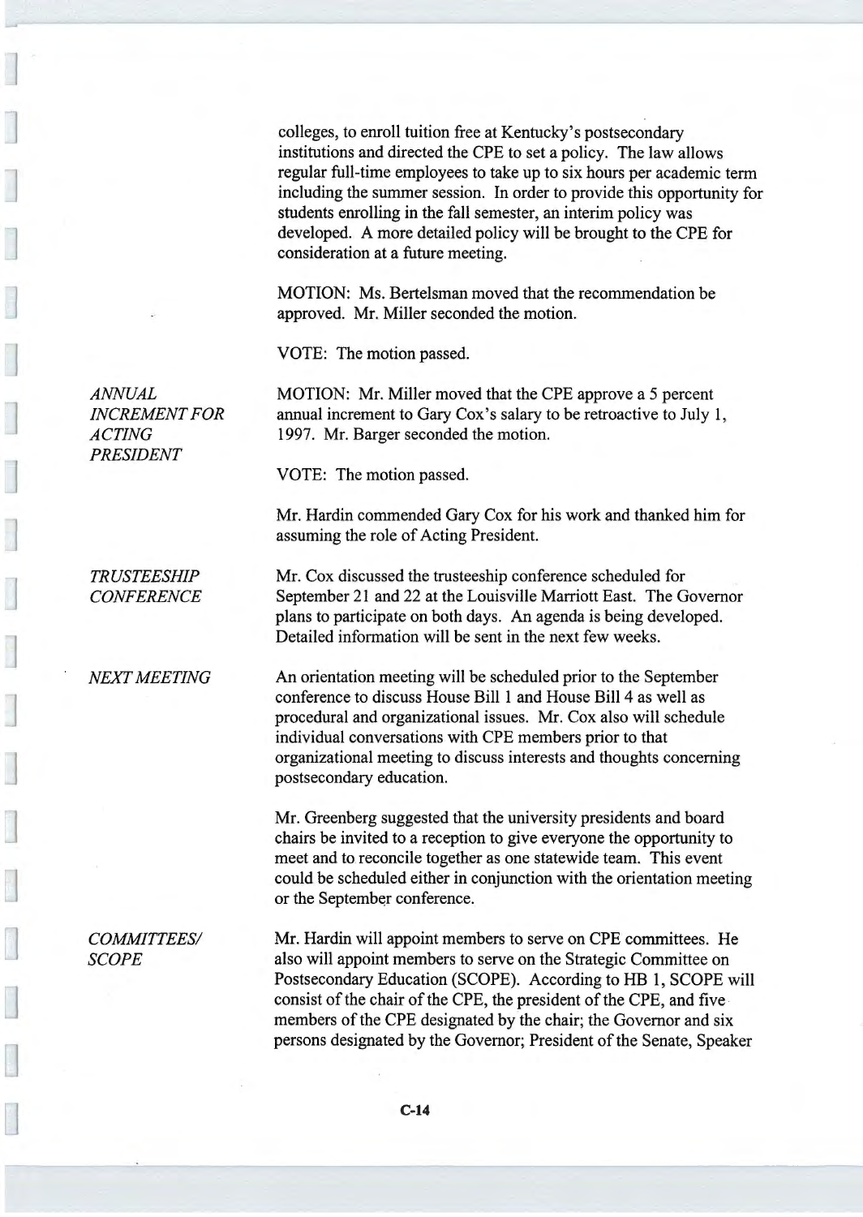colleges, to enroll tuition free at Kentucky's postsecondary institutions and directed the CPE to set a policy. The law allows regular full-time employees to take up to six hours per academic term including the summer session. In order to provide this opportunity for students enrolling in the fall semester, an interim policy was developed. A more detailed policy will be brought to the CPE for consideration at a future meeting.

MOTION: Ms. Bertelsman moved that the recommendation be approved. Mr. Miller seconded the motion.

VOTE: The motion passed.

*ANNUAL INCREMENT FOR ACTING PRESIDENT*

MOTION: Mr. Miller moved that the CPE approve a 5 percent annual increment to Gary Cox's salary to be retroactive to July 1, 1997. Mr. Barger seconded the motion.

VOTE: The motion passed.

Mr. Hardin commended Gary Cox for his work and thanked him for assuming the role of Acting President.

*TRUSTEESHIP CONFERENCE*

Mr. Cox discussed the trusteeship conference scheduled for September 21 and 22 at the Louisville Marriott East. The Governor plans to participate on both days. An agenda is being developed. Detailed information will be sent in the next few weeks.

*NEXT MEETING*

An orientation meeting will be scheduled prior to the September conference to discuss House Bill 1 and House Bill 4 as well as procedural and organizational issues. Mr. Cox also will schedule individual conversations with CPE members prior to that organizational meeting to discuss interests and thoughts concerning postsecondary education.

Mr. Greenberg suggested that the university presidents and board chairs be invited to a reception to give everyone the opportunity to meet and to reconcile together as one statewide team. This event could be scheduled either in conjunction with the orientation meeting or the September conference.

*COMMITTEES/ SCOPE*

Mr. Hardin will appoint members to serve on CPE committees. He also will appoint members to serve on the Strategic Committee on Postsecondary Education (SCOPE). According to HB 1, SCOPE will consist of the chair of the CPE, the president of the CPE, and five members of the CPE designated by the chair; the Governor and six persons designated by the Governor; President of the Senate, Speaker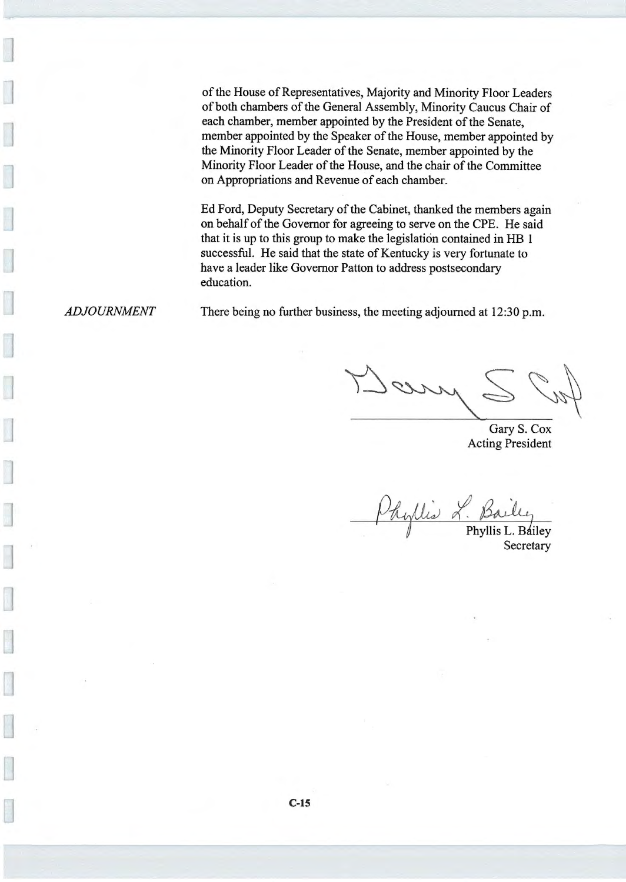of the House of Representatives, Majority and Minority Floor Leaders of both chambers of the General Assembly, Minority Caucus Chair of each chamber, member appointed by the President of the Senate, member appointed by the Speaker of the House, member appointed by the Minority Floor Leader of the Senate, member appointed by the Minority Floor Leader of the House, and the chair of the Committee on Appropriations and Revenue of each chamber.

Ed Ford, Deputy Secretary of the Cabinet, thanked the members again on behalf of the Governor for agreeing to serve on the CPE. He said that it is up to this group to make the legislation contained in HB 1 successful. He said that the state of Kentucky is very fortunate to have a leader like Governor Patton to address postsecondary education.

*ADJOURNMENT*

There being no further business, the meeting adjourned at 12:30 p.m.

Gary S. Cox
Acting President

Phyllis L. Bailey
Secretary